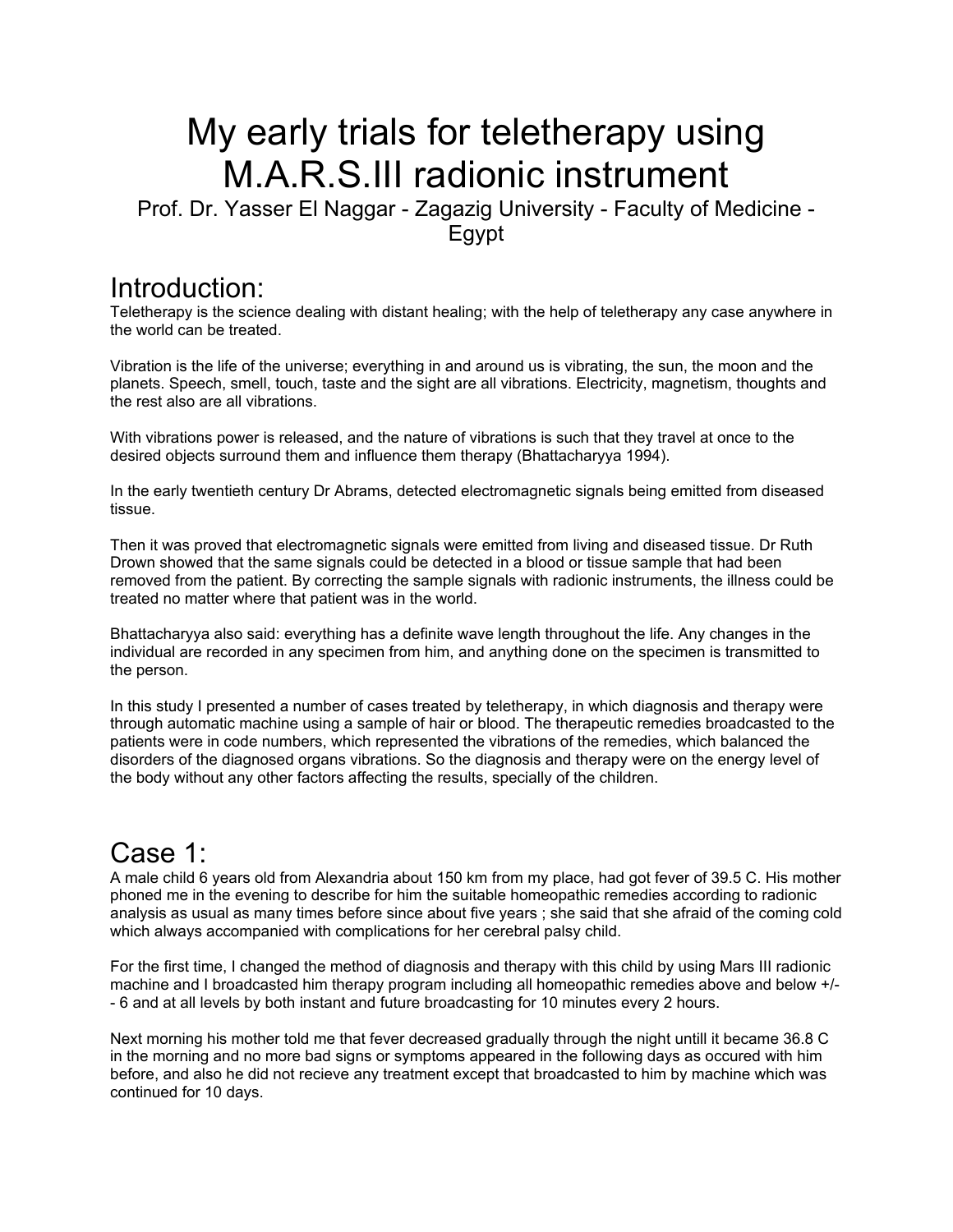# My early trials for teletherapy using M.A.R.S.III radionic instrument

Prof. Dr. Yasser El Naggar - Zagazig University - Faculty of Medicine - Egypt

## Introduction:

Teletherapy is the science dealing with distant healing; with the help of teletherapy any case anywhere in the world can be treated.

Vibration is the life of the universe; everything in and around us is vibrating, the sun, the moon and the planets. Speech, smell, touch, taste and the sight are all vibrations. Electricity, magnetism, thoughts and the rest also are all vibrations.

With vibrations power is released, and the nature of vibrations is such that they travel at once to the desired objects surround them and influence them therapy (Bhattacharyya 1994).

In the early twentieth century Dr Abrams, detected electromagnetic signals being emitted from diseased tissue.

Then it was proved that electromagnetic signals were emitted from living and diseased tissue. Dr Ruth Drown showed that the same signals could be detected in a blood or tissue sample that had been removed from the patient. By correcting the sample signals with radionic instruments, the illness could be treated no matter where that patient was in the world.

Bhattacharyya also said: everything has a definite wave length throughout the life. Any changes in the individual are recorded in any specimen from him, and anything done on the specimen is transmitted to the person.

In this study I presented a number of cases treated by teletherapy, in which diagnosis and therapy were through automatic machine using a sample of hair or blood. The therapeutic remedies broadcasted to the patients were in code numbers, which represented the vibrations of the remedies, which balanced the disorders of the diagnosed organs vibrations. So the diagnosis and therapy were on the energy level of the body without any other factors affecting the results, specially of the children.

## Case 1:

A male child 6 years old from Alexandria about 150 km from my place, had got fever of 39.5 C. His mother phoned me in the evening to describe for him the suitable homeopathic remedies according to radionic analysis as usual as many times before since about five years ; she said that she afraid of the coming cold which always accompanied with complications for her cerebral palsy child.

For the first time, I changed the method of diagnosis and therapy with this child by using Mars III radionic machine and I broadcasted him therapy program including all homeopathic remedies above and below +/- - 6 and at all levels by both instant and future broadcasting for 10 minutes every 2 hours.

Next morning his mother told me that fever decreased gradually through the night untill it became 36.8 C in the morning and no more bad signs or symptoms appeared in the following days as occured with him before, and also he did not recieve any treatment except that broadcasted to him by machine which was continued for 10 days.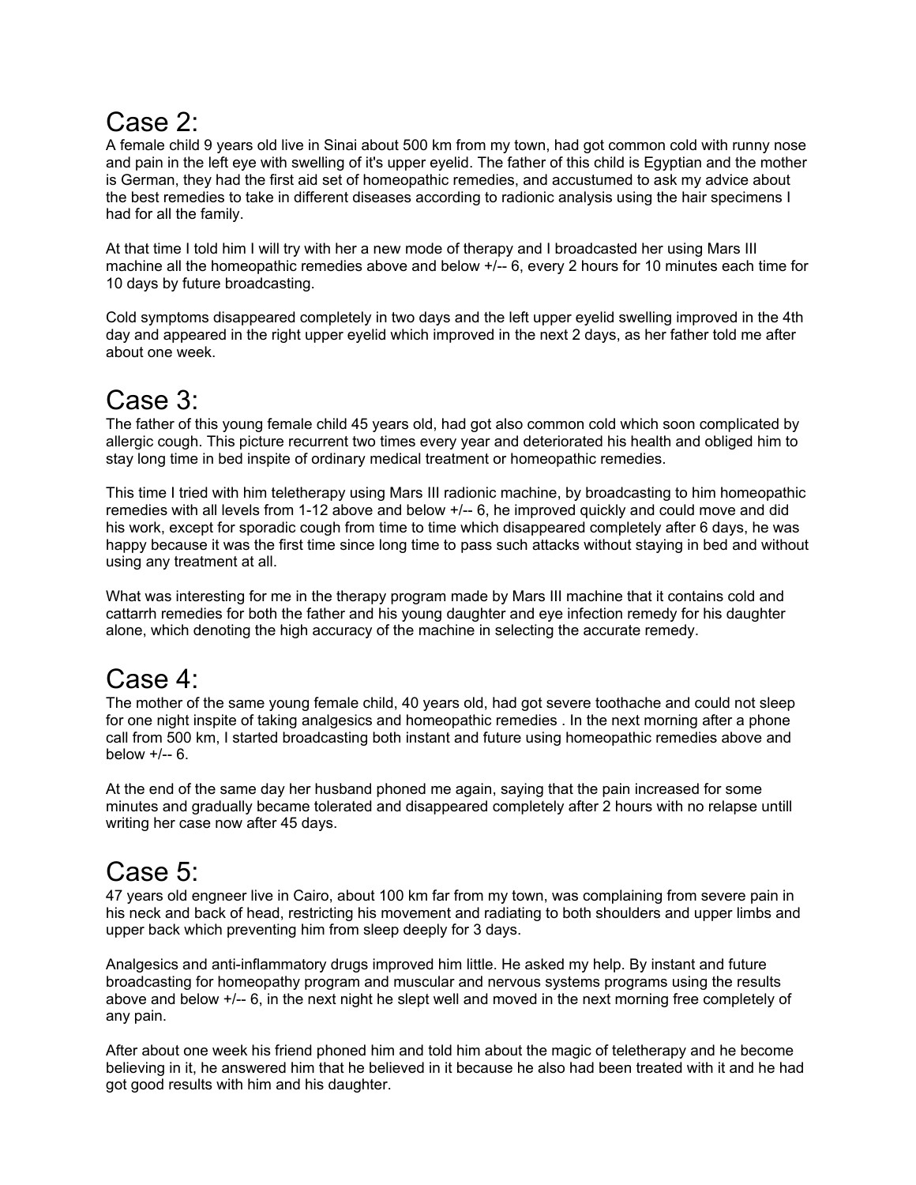## Case 2:

A female child 9 years old live in Sinai about 500 km from my town, had got common cold with runny nose and pain in the left eye with swelling of it's upper eyelid. The father of this child is Egyptian and the mother is German, they had the first aid set of homeopathic remedies, and accustumed to ask my advice about the best remedies to take in different diseases according to radionic analysis using the hair specimens I had for all the family.

At that time I told him I will try with her a new mode of therapy and I broadcasted her using Mars III machine all the homeopathic remedies above and below +/-- 6, every 2 hours for 10 minutes each time for 10 days by future broadcasting.

Cold symptoms disappeared completely in two days and the left upper eyelid swelling improved in the 4th day and appeared in the right upper eyelid which improved in the next 2 days, as her father told me after about one week.

## Case 3:

The father of this young female child 45 years old, had got also common cold which soon complicated by allergic cough. This picture recurrent two times every year and deteriorated his health and obliged him to stay long time in bed inspite of ordinary medical treatment or homeopathic remedies.

This time I tried with him teletherapy using Mars III radionic machine, by broadcasting to him homeopathic remedies with all levels from 1-12 above and below +/-- 6, he improved quickly and could move and did his work, except for sporadic cough from time to time which disappeared completely after 6 days, he was happy because it was the first time since long time to pass such attacks without staying in bed and without using any treatment at all.

What was interesting for me in the therapy program made by Mars III machine that it contains cold and cattarrh remedies for both the father and his young daughter and eye infection remedy for his daughter alone, which denoting the high accuracy of the machine in selecting the accurate remedy.

## Case 4:

The mother of the same young female child, 40 years old, had got severe toothache and could not sleep for one night inspite of taking analgesics and homeopathic remedies . In the next morning after a phone call from 500 km, I started broadcasting both instant and future using homeopathic remedies above and below +/-- 6.

At the end of the same day her husband phoned me again, saying that the pain increased for some minutes and gradually became tolerated and disappeared completely after 2 hours with no relapse untill writing her case now after 45 days.

## Case 5:

47 years old engneer live in Cairo, about 100 km far from my town, was complaining from severe pain in his neck and back of head, restricting his movement and radiating to both shoulders and upper limbs and upper back which preventing him from sleep deeply for 3 days.

Analgesics and anti-inflammatory drugs improved him little. He asked my help. By instant and future broadcasting for homeopathy program and muscular and nervous systems programs using the results above and below +/-- 6, in the next night he slept well and moved in the next morning free completely of any pain.

After about one week his friend phoned him and told him about the magic of teletherapy and he become believing in it, he answered him that he believed in it because he also had been treated with it and he had got good results with him and his daughter.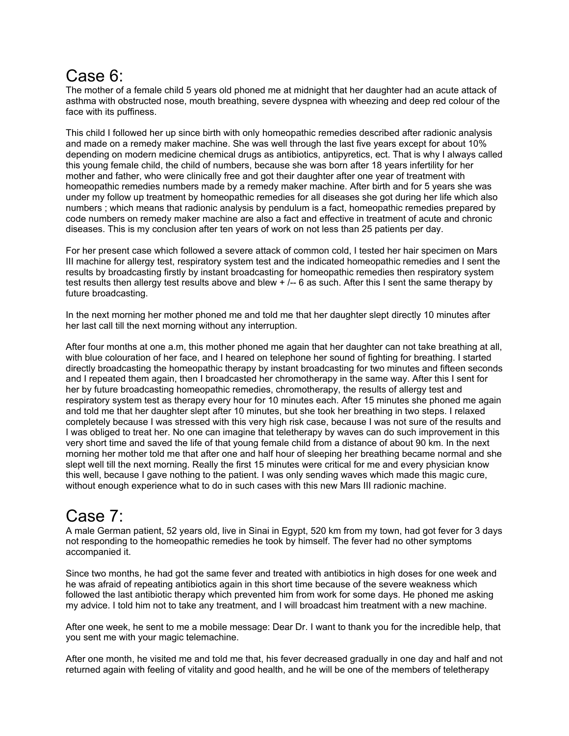# Case 6:

The mother of a female child 5 years old phoned me at midnight that her daughter had an acute attack of asthma with obstructed nose, mouth breathing, severe dyspnea with wheezing and deep red colour of the face with its puffiness.

This child I followed her up since birth with only homeopathic remedies described after radionic analysis and made on a remedy maker machine. She was well through the last five years except for about 10% depending on modern medicine chemical drugs as antibiotics, antipyretics, ect. That is why I always called this young female child, the child of numbers, because she was born after 18 years infertility for her mother and father, who were clinically free and got their daughter after one year of treatment with homeopathic remedies numbers made by a remedy maker machine. After birth and for 5 years she was under my follow up treatment by homeopathic remedies for all diseases she got during her life which also numbers ; which means that radionic analysis by pendulum is a fact, homeopathic remedies prepared by code numbers on remedy maker machine are also a fact and effective in treatment of acute and chronic diseases. This is my conclusion after ten years of work on not less than 25 patients per day.

For her present case which followed a severe attack of common cold, I tested her hair specimen on Mars III machine for allergy test, respiratory system test and the indicated homeopathic remedies and I sent the results by broadcasting firstly by instant broadcasting for homeopathic remedies then respiratory system test results then allergy test results above and blew + /-- 6 as such. After this I sent the same therapy by future broadcasting.

In the next morning her mother phoned me and told me that her daughter slept directly 10 minutes after her last call till the next morning without any interruption.

After four months at one a.m, this mother phoned me again that her daughter can not take breathing at all, with blue colouration of her face, and I heared on telephone her sound of fighting for breathing. I started directly broadcasting the homeopathic therapy by instant broadcasting for two minutes and fifteen seconds and I repeated them again, then I broadcasted her chromotherapy in the same way. After this I sent for her by future broadcasting homeopathic remedies, chromotherapy, the results of allergy test and respiratory system test as therapy every hour for 10 minutes each. After 15 minutes she phoned me again and told me that her daughter slept after 10 minutes, but she took her breathing in two steps. I relaxed completely because I was stressed with this very high risk case, because I was not sure of the results and I was obliged to treat her. No one can imagine that teletherapy by waves can do such improvement in this very short time and saved the life of that young female child from a distance of about 90 km. In the next morning her mother told me that after one and half hour of sleeping her breathing became normal and she slept well till the next morning. Really the first 15 minutes were critical for me and every physician know this well, because I gave nothing to the patient. I was only sending waves which made this magic cure, without enough experience what to do in such cases with this new Mars III radionic machine.

# Case 7:

A male German patient, 52 years old, live in Sinai in Egypt, 520 km from my town, had got fever for 3 days not responding to the homeopathic remedies he took by himself. The fever had no other symptoms accompanied it.

Since two months, he had got the same fever and treated with antibiotics in high doses for one week and he was afraid of repeating antibiotics again in this short time because of the severe weakness which followed the last antibiotic therapy which prevented him from work for some days. He phoned me asking my advice. I told him not to take any treatment, and I will broadcast him treatment with a new machine.

After one week, he sent to me a mobile message: Dear Dr. I want to thank you for the incredible help, that you sent me with your magic telemachine.

After one month, he visited me and told me that, his fever decreased gradually in one day and half and not returned again with feeling of vitality and good health, and he will be one of the members of teletherapy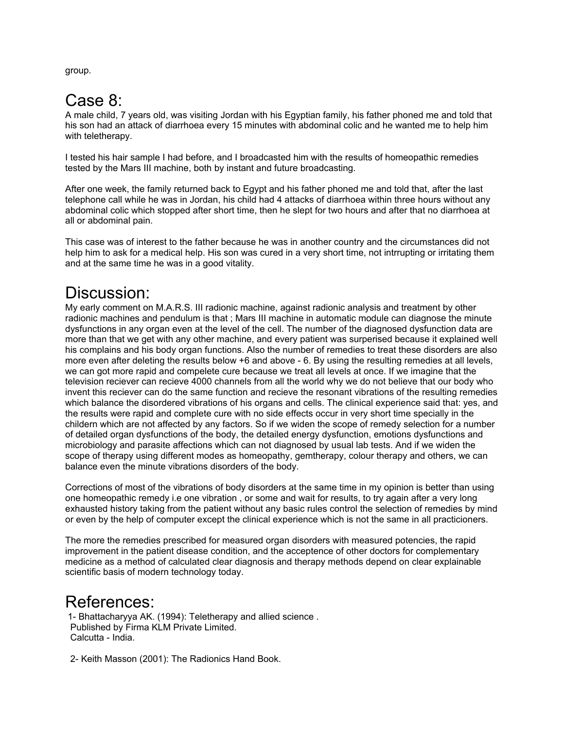group.

## Case 8:

A male child, 7 years old, was visiting Jordan with his Egyptian family, his father phoned me and told that his son had an attack of diarrhoea every 15 minutes with abdominal colic and he wanted me to help him with teletherapy.

I tested his hair sample I had before, and I broadcasted him with the results of homeopathic remedies tested by the Mars III machine, both by instant and future broadcasting.

After one week, the family returned back to Egypt and his father phoned me and told that, after the last telephone call while he was in Jordan, his child had 4 attacks of diarrhoea within three hours without any abdominal colic which stopped after short time, then he slept for two hours and after that no diarrhoea at all or abdominal pain.

This case was of interest to the father because he was in another country and the circumstances did not help him to ask for a medical help. His son was cured in a very short time, not intrrupting or irritating them and at the same time he was in a good vitality.

## Discussion:

My early comment on M.A.R.S. III radionic machine, against radionic analysis and treatment by other radionic machines and pendulum is that ; Mars III machine in automatic module can diagnose the minute dysfunctions in any organ even at the level of the cell. The number of the diagnosed dysfunction data are more than that we get with any other machine, and every patient was surperised because it explained well his complains and his body organ functions. Also the number of remedies to treat these disorders are also more even after deleting the results below +6 and above - 6. By using the resulting remedies at all levels, we can got more rapid and compelete cure because we treat all levels at once. If we imagine that the television reciever can recieve 4000 channels from all the world why we do not believe that our body who invent this reciever can do the same function and recieve the resonant vibrations of the resulting remedies which balance the disordered vibrations of his organs and cells. The clinical experience said that: yes, and the results were rapid and complete cure with no side effects occur in very short time specially in the childern which are not affected by any factors. So if we widen the scope of remedy selection for a number of detailed organ dysfunctions of the body, the detailed energy dysfunction, emotions dysfunctions and microbiology and parasite affections which can not diagnosed by usual lab tests. And if we widen the scope of therapy using different modes as homeopathy, gemtherapy, colour therapy and others, we can balance even the minute vibrations disorders of the body.

Corrections of most of the vibrations of body disorders at the same time in my opinion is better than using one homeopathic remedy i.e one vibration , or some and wait for results, to try again after a very long exhausted history taking from the patient without any basic rules control the selection of remedies by mind or even by the help of computer except the clinical experience which is not the same in all practicioners.

The more the remedies prescribed for measured organ disorders with measured potencies, the rapid improvement in the patient disease condition, and the acceptence of other doctors for complementary medicine as a method of calculated clear diagnosis and therapy methods depend on clear explainable scientific basis of modern technology today.

## References:

1- Bhattacharyya AK. (1994): Teletherapy and allied science .
Published by Firma KLM Private Limited.
Calcutta - India.

2- Keith Masson (2001): The Radionics Hand Book.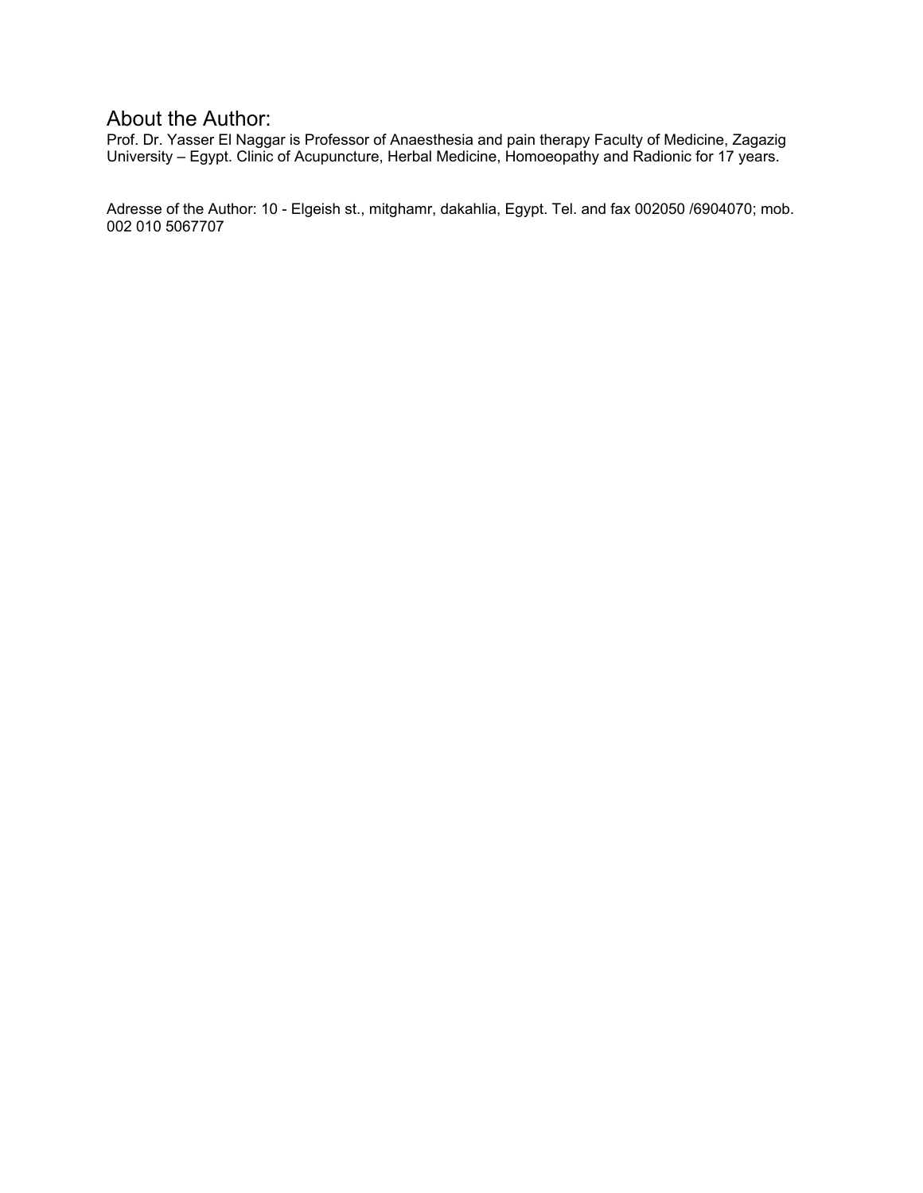## About the Author:

Prof. Dr. Yasser El Naggar is Professor of Anaesthesia and pain therapy Faculty of Medicine, Zagazig University – Egypt. Clinic of Acupuncture, Herbal Medicine, Homoeopathy and Radionic for 17 years.

Adresse of the Author: 10 - Elgeish st., mitghamr, dakahlia, Egypt. Tel. and fax 002050 /6904070; mob. 002 010 5067707